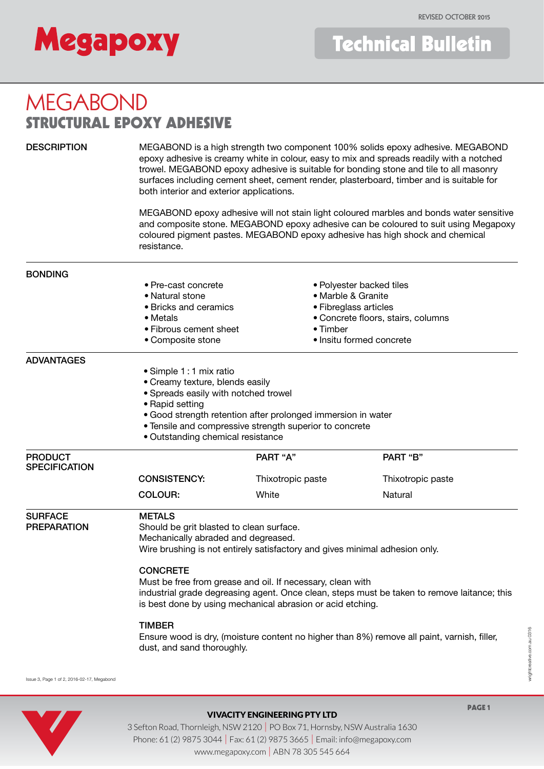# MEGABOND

## STRUCTURAL EPOXY ADHESIVE

### DESCRIPTION

MEGABOND is a high strength two component 100% solids epoxy adhesive. MEGABOND epoxy adhesive is creamy white in colour, easy to mix and spreads readily with a notched trowel. MEGABOND epoxy adhesive is suitable for bonding stone and tile to all masonry surfaces including cement sheet, cement render, plasterboard, timber and is suitable for both interior and exterior applications.

MEGABOND epoxy adhesive will not stain light coloured marbles and bonds water sensitive and composite stone. MEGABOND epoxy adhesive can be coloured to suit using Megapoxy coloured pigment pastes. MEGABOND epoxy adhesive has high shock and chemical resistance.

### BONDING

- Pre-cast concrete
- Natural stone
- Bricks and ceramics
- Metals
- Fibrous cement sheet
- Composite stone
- Polyester backed tiles
- Marble & Granite
- Fibreglass articles
- Concrete floors, stairs, columns
- Timber
- Insitu formed concrete

### ADVANTAGES

- Simple 1 : 1 mix ratio
- Creamy texture, blends easily
- Spreads easily with notched trowel
- Rapid setting
- Good strength retention after prolonged immersion in water
- Tensile and compressive strength superior to concrete
- Outstanding chemical resistance

### PRODUCT SPECIFICATION

| | PART "A" | PART "B" |
|---|---|---|
| CONSISTENCY: | Thixotropic paste | Thixotropic paste |
| COLOUR: | White | Natural |

### SURFACE PREPARATION

**METALS**
Should be grit blasted to clean surface.
Mechanically abraded and degreased.
Wire brushing is not entirely satisfactory and gives minimal adhesion only.

**CONCRETE**
Must be free from grease and oil. If necessary, clean with industrial grade degreasing agent. Once clean, steps must be taken to remove laitance; this is best done by using mechanical abrasion or acid etching.

**TIMBER**
Ensure wood is dry, (moisture content no higher than 8%) remove all paint, varnish, filler, dust, and sand thoroughly.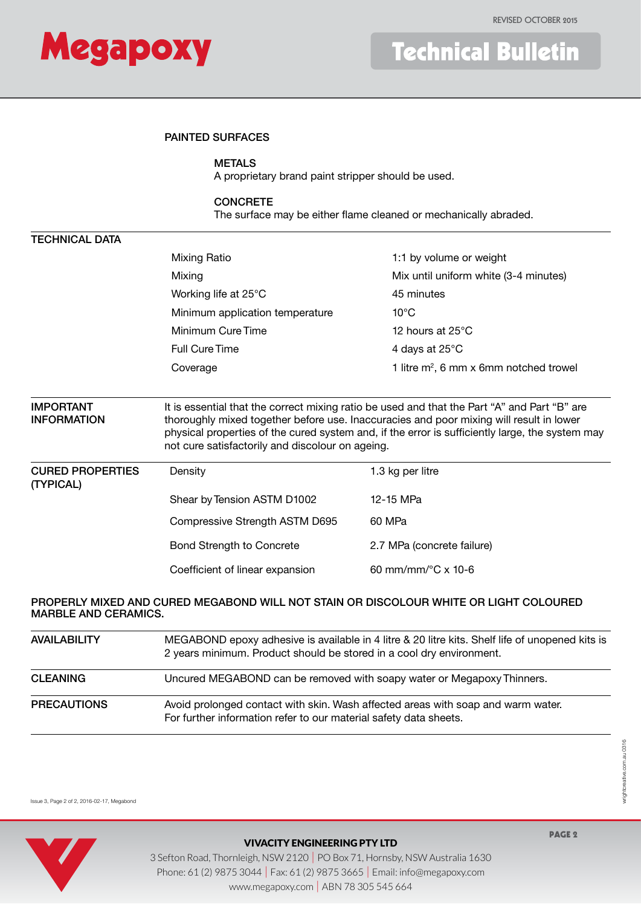## PAINTED SURFACES

### METALS

A proprietary brand paint stripper should be used.

### CONCRETE

The surface may be either flame cleaned or mechanically abraded.

## TECHNICAL DATA

| | |
|---|---|
| Mixing Ratio | 1:1 by volume or weight |
| Mixing | Mix until uniform white (3-4 minutes) |
| Working life at 25°C | 45 minutes |
| Minimum application temperature | 10°C |
| Minimum Cure Time | 12 hours at 25°C |
| Full Cure Time | 4 days at 25°C |
| Coverage | 1 litre m$^2$, 6 mm x 6mm notched trowel |

## IMPORTANT INFORMATION

It is essential that the correct mixing ratio be used and that the Part "A" and Part "B" are thoroughly mixed together before use. Inaccuracies and poor mixing will result in lower physical properties of the cured system and, if the error is sufficiently large, the system may not cure satisfactorily and discolour on ageing.

## CURED PROPERTIES (TYPICAL)

| | |
|---|---|
| Density | 1.3 kg per litre |
| Shear by Tension ASTM D1002 | 12-15 MPa |
| Compressive Strength ASTM D695 | 60 MPa |
| Bond Strength to Concrete | 2.7 MPa (concrete failure) |
| Coefficient of linear expansion | 60 mm/mm/°C x 10-6 |

**PROPERLY MIXED AND CURED MEGABOND WILL NOT STAIN OR DISCOLOUR WHITE OR LIGHT COLOURED MARBLE AND CERAMICS.**

## AVAILABILITY

MEGABOND epoxy adhesive is available in 4 litre & 20 litre kits. Shelf life of unopened kits is 2 years minimum. Product should be stored in a cool dry environment.

## CLEANING

Uncured MEGABOND can be removed with soapy water or Megapoxy Thinners.

## PRECAUTIONS

Avoid prolonged contact with skin. Wash affected areas with soap and warm water. For further information refer to our material safety data sheets.

Issue 3, Page 2 of 2, 2016-02-17, Megabond

**VIVACITY ENGINEERING PTY LTD**

3 Sefton Road, Thornleigh, NSW 2120 | PO Box 71, Hornsby, NSW Australia 1630
Phone: 61 (2) 9875 3044 | Fax: 61 (2) 9875 3665 | Email: info@megapoxy.com
www.megapoxy.com | ABN 78 305 545 664